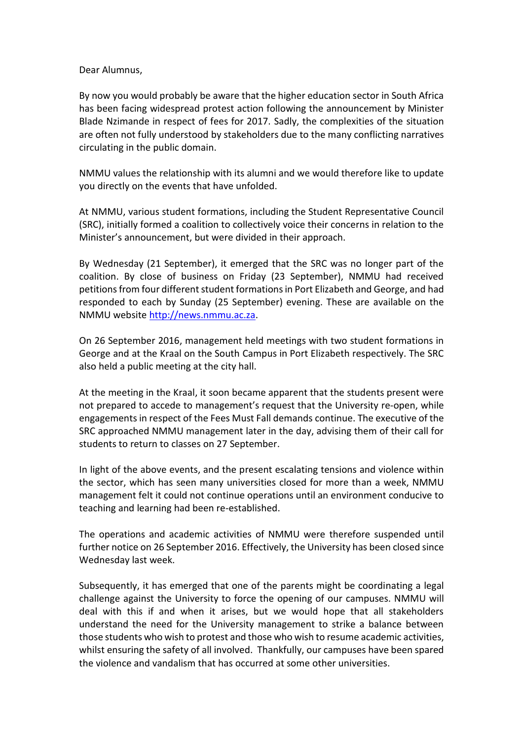Dear Alumnus,

By now you would probably be aware that the higher education sector in South Africa has been facing widespread protest action following the announcement by Minister Blade Nzimande in respect of fees for 2017. Sadly, the complexities of the situation are often not fully understood by stakeholders due to the many conflicting narratives circulating in the public domain.

NMMU values the relationship with its alumni and we would therefore like to update you directly on the events that have unfolded.

At NMMU, various student formations, including the Student Representative Council (SRC), initially formed a coalition to collectively voice their concerns in relation to the Minister's announcement, but were divided in their approach.

By Wednesday (21 September), it emerged that the SRC was no longer part of the coalition. By close of business on Friday (23 September), NMMU had received petitions from four different student formations in Port Elizabeth and George, and had responded to each by Sunday (25 September) evening. These are available on the NMMU website http://news.nmmu.ac.za.

On 26 September 2016, management held meetings with two student formations in George and at the Kraal on the South Campus in Port Elizabeth respectively. The SRC also held a public meeting at the city hall.

At the meeting in the Kraal, it soon became apparent that the students present were not prepared to accede to management's request that the University re-open, while engagements in respect of the Fees Must Fall demands continue. The executive of the SRC approached NMMU management later in the day, advising them of their call for students to return to classes on 27 September.

In light of the above events, and the present escalating tensions and violence within the sector, which has seen many universities closed for more than a week, NMMU management felt it could not continue operations until an environment conducive to teaching and learning had been re-established.

The operations and academic activities of NMMU were therefore suspended until further notice on 26 September 2016. Effectively, the University has been closed since Wednesday last week.

Subsequently, it has emerged that one of the parents might be coordinating a legal challenge against the University to force the opening of our campuses. NMMU will deal with this if and when it arises, but we would hope that all stakeholders understand the need for the University management to strike a balance between those students who wish to protest and those who wish to resume academic activities, whilst ensuring the safety of all involved. Thankfully, our campuses have been spared the violence and vandalism that has occurred at some other universities.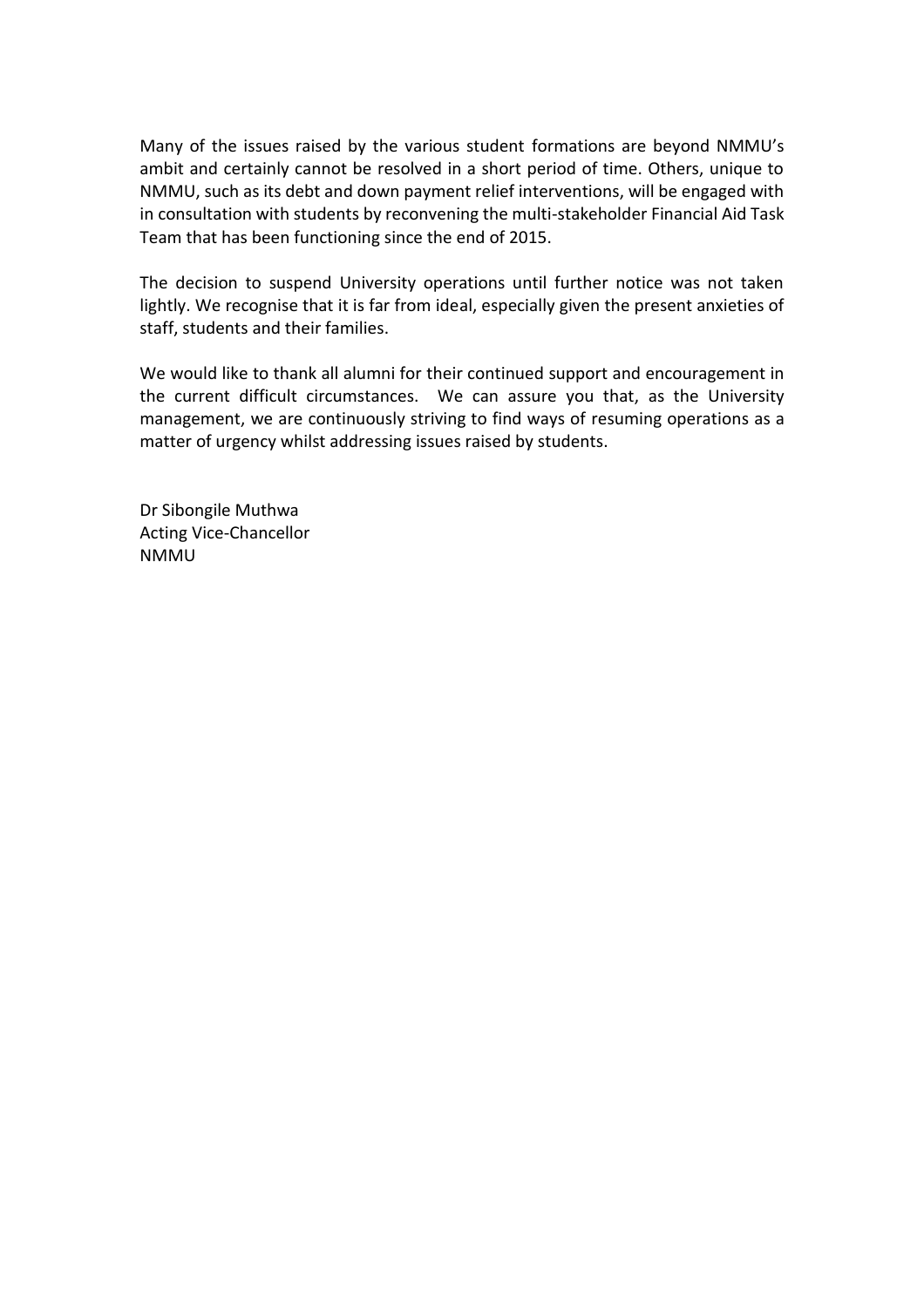Many of the issues raised by the various student formations are beyond NMMU's ambit and certainly cannot be resolved in a short period of time. Others, unique to NMMU, such as its debt and down payment relief interventions, will be engaged with in consultation with students by reconvening the multi-stakeholder Financial Aid Task Team that has been functioning since the end of 2015.

The decision to suspend University operations until further notice was not taken lightly. We recognise that it is far from ideal, especially given the present anxieties of staff, students and their families.

We would like to thank all alumni for their continued support and encouragement in the current difficult circumstances. We can assure you that, as the University management, we are continuously striving to find ways of resuming operations as a matter of urgency whilst addressing issues raised by students.

Dr Sibongile Muthwa
Acting Vice-Chancellor
NMMU